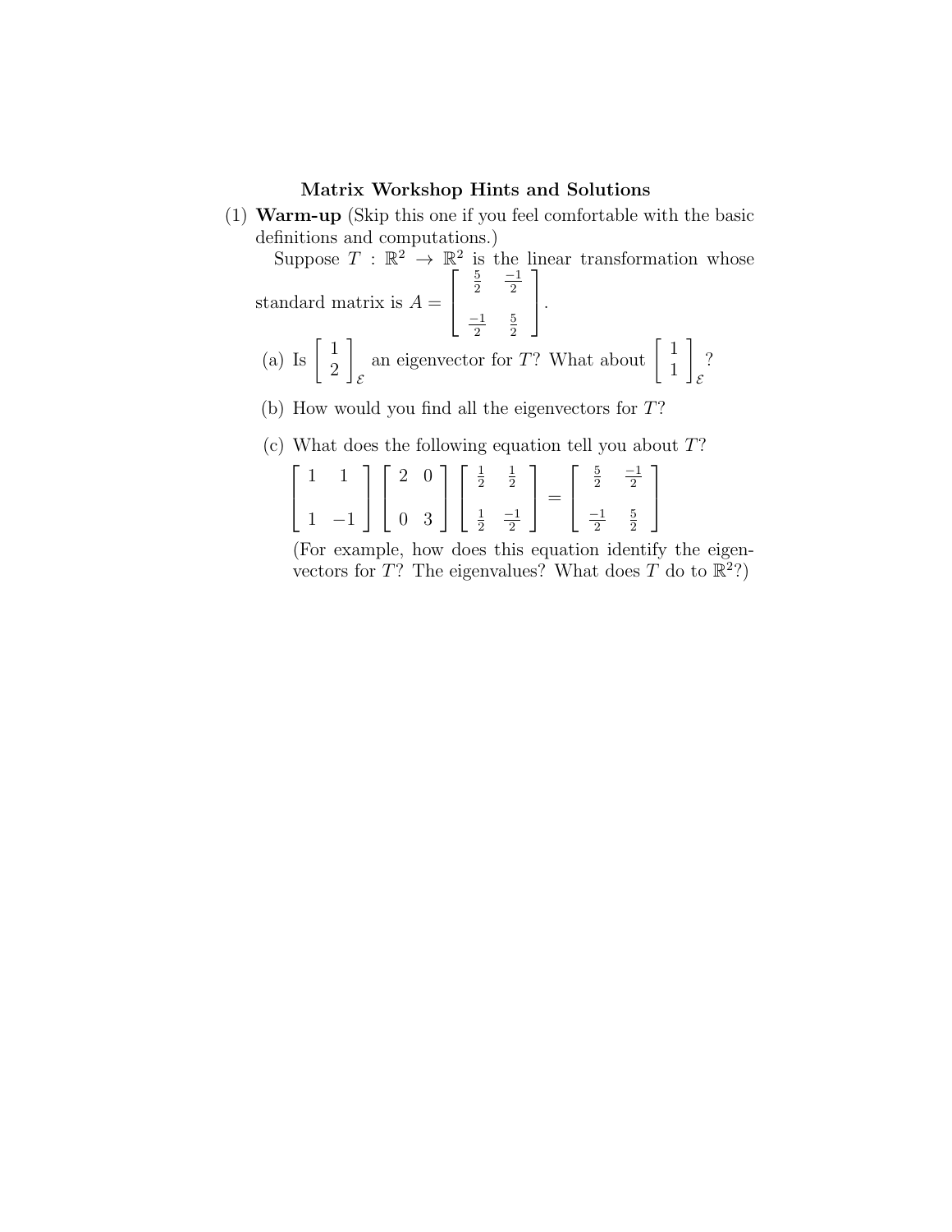# Matrix Workshop Hints and Solutions

(1) **Warm-up** (Skip this one if you feel comfortable with the basic definitions and computations.)

Suppose $T : \mathbb{R}^2 \to \mathbb{R}^2$ is the linear transformation whose standard matrix is $A = \begin{bmatrix} \frac{5}{2} & \frac{-1}{2} \\ \frac{-1}{2} & \frac{5}{2} \end{bmatrix}$.

(a) Is $\begin{bmatrix} 1 \\ 2 \end{bmatrix}_{\mathcal{E}}$ an eigenvector for $T$? What about $\begin{bmatrix} 1 \\ 1 \end{bmatrix}_{\mathcal{E}}$?

(b) How would you find all the eigenvectors for $T$?

(c) What does the following equation tell you about $T$?

$$\begin{bmatrix} 1 & 1 \\ 1 & -1 \end{bmatrix} \begin{bmatrix} 2 & 0 \\ 0 & 3 \end{bmatrix} \begin{bmatrix} \frac{1}{2} & \frac{1}{2} \\ \frac{1}{2} & \frac{-1}{2} \end{bmatrix} = \begin{bmatrix} \frac{5}{2} & \frac{-1}{2} \\ \frac{-1}{2} & \frac{5}{2} \end{bmatrix}$$

(For example, how does this equation identify the eigenvectors for $T$? The eigenvalues? What does $T$ do to $\mathbb{R}^2$?)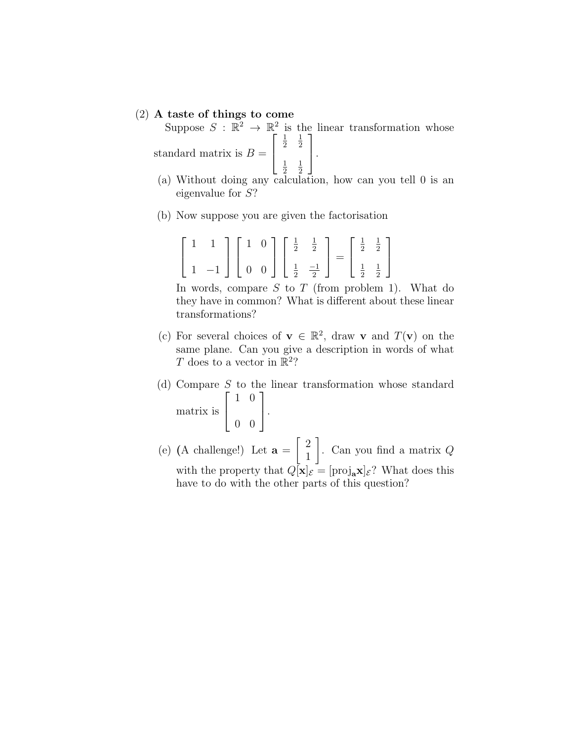(2) **A taste of things to come**

Suppose $S : \mathbb{R}^2 \to \mathbb{R}^2$ is the linear transformation whose standard matrix is $B = \begin{bmatrix} \frac{1}{2} & \frac{1}{2} \\ \frac{1}{2} & \frac{1}{2} \end{bmatrix}$.

(a) Without doing any calculation, how can you tell 0 is an eigenvalue for $S$?

(b) Now suppose you are given the factorisation

$$\begin{bmatrix} 1 & 1 \\ 1 & -1 \end{bmatrix} \begin{bmatrix} 1 & 0 \\ 0 & 0 \end{bmatrix} \begin{bmatrix} \frac{1}{2} & \frac{1}{2} \\ \frac{1}{2} & \frac{-1}{2} \end{bmatrix} = \begin{bmatrix} \frac{1}{2} & \frac{1}{2} \\ \frac{1}{2} & \frac{1}{2} \end{bmatrix}$$

In words, compare $S$ to $T$ (from problem 1). What do they have in common? What is different about these linear transformations?

(c) For several choices of $\mathbf{v} \in \mathbb{R}^2$, draw $\mathbf{v}$ and $T(\mathbf{v})$ on the same plane. Can you give a description in words of what $T$ does to a vector in $\mathbb{R}^2$?

(d) Compare $S$ to the linear transformation whose standard matrix is $\begin{bmatrix} 1 & 0 \\ 0 & 0 \end{bmatrix}$.

(e) (A challenge!) Let $\mathbf{a} = \begin{bmatrix} 2 \\ 1 \end{bmatrix}$. Can you find a matrix $Q$ with the property that $Q[\mathbf{x}]_{\mathcal{E}} = [\text{proj}_{\mathbf{a}}\mathbf{x}]_{\mathcal{E}}$? What does this have to do with the other parts of this question?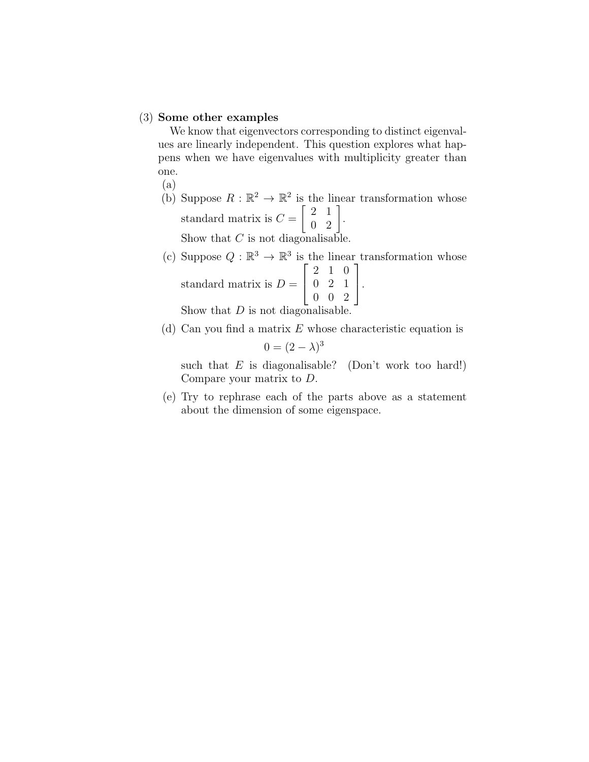**(3) Some other examples**

We know that eigenvectors corresponding to distinct eigenvalues are linearly independent. This question explores what happens when we have eigenvalues with multiplicity greater than one.

(a)

(b) Suppose $R : \mathbb{R}^2 \to \mathbb{R}^2$ is the linear transformation whose standard matrix is $C = \begin{bmatrix} 2 & 1 \\ 0 & 2 \end{bmatrix}$.
Show that $C$ is not diagonalisable.

(c) Suppose $Q : \mathbb{R}^3 \to \mathbb{R}^3$ is the linear transformation whose standard matrix is $D = \begin{bmatrix} 2 & 1 & 0 \\ 0 & 2 & 1 \\ 0 & 0 & 2 \end{bmatrix}$.
Show that $D$ is not diagonalisable.

(d) Can you find a matrix $E$ whose characteristic equation is

$$0 = (2 - \lambda)^3$$

such that $E$ is diagonalisable? (Don't work too hard!) Compare your matrix to $D$.

(e) Try to rephrase each of the parts above as a statement about the dimension of some eigenspace.